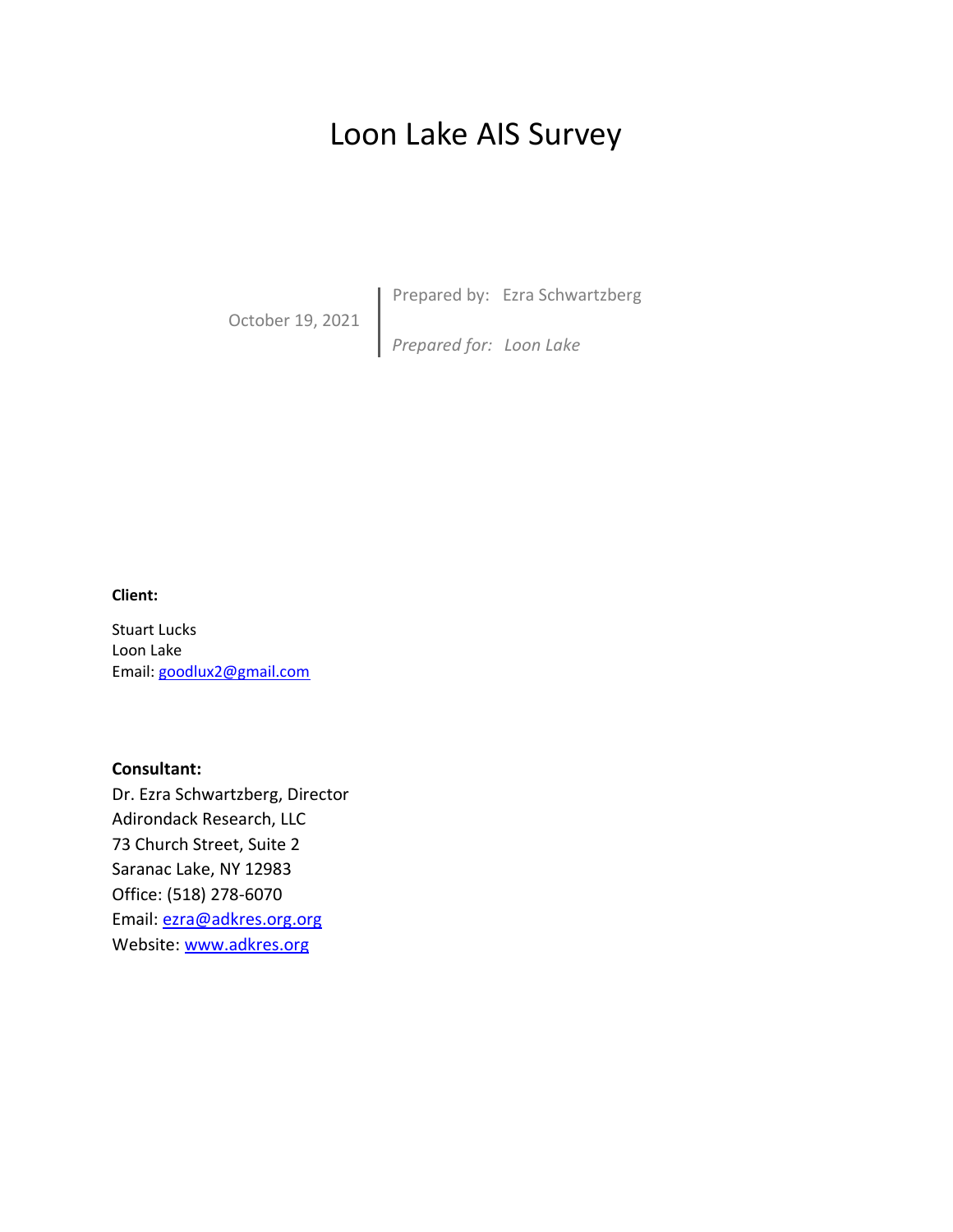# Loon Lake AIS Survey

October 19, 2021

Prepared by: Ezra Schwartzberg

*Prepared for: Loon Lake*

**Client:**

Stuart Lucks
Loon Lake
Email: goodlux2@gmail.com

**Consultant:**
Dr. Ezra Schwartzberg, Director
Adirondack Research, LLC
73 Church Street, Suite 2
Saranac Lake, NY 12983
Office: (518) 278-6070
Email: ezra@adkres.org.org
Website: www.adkres.org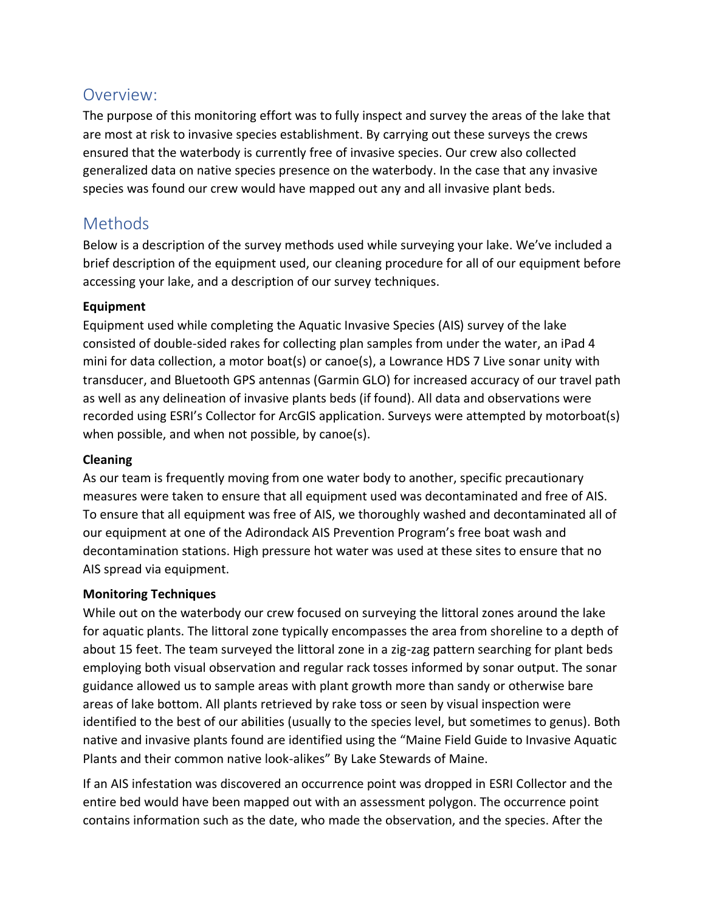## Overview:

The purpose of this monitoring effort was to fully inspect and survey the areas of the lake that are most at risk to invasive species establishment. By carrying out these surveys the crews ensured that the waterbody is currently free of invasive species. Our crew also collected generalized data on native species presence on the waterbody. In the case that any invasive species was found our crew would have mapped out any and all invasive plant beds.

## Methods

Below is a description of the survey methods used while surveying your lake. We've included a brief description of the equipment used, our cleaning procedure for all of our equipment before accessing your lake, and a description of our survey techniques.

**Equipment**

Equipment used while completing the Aquatic Invasive Species (AIS) survey of the lake consisted of double-sided rakes for collecting plan samples from under the water, an iPad 4 mini for data collection, a motor boat(s) or canoe(s), a Lowrance HDS 7 Live sonar unity with transducer, and Bluetooth GPS antennas (Garmin GLO) for increased accuracy of our travel path as well as any delineation of invasive plants beds (if found). All data and observations were recorded using ESRI's Collector for ArcGIS application. Surveys were attempted by motorboat(s) when possible, and when not possible, by canoe(s).

**Cleaning**

As our team is frequently moving from one water body to another, specific precautionary measures were taken to ensure that all equipment used was decontaminated and free of AIS. To ensure that all equipment was free of AIS, we thoroughly washed and decontaminated all of our equipment at one of the Adirondack AIS Prevention Program's free boat wash and decontamination stations. High pressure hot water was used at these sites to ensure that no AIS spread via equipment.

**Monitoring Techniques**

While out on the waterbody our crew focused on surveying the littoral zones around the lake for aquatic plants. The littoral zone typically encompasses the area from shoreline to a depth of about 15 feet. The team surveyed the littoral zone in a zig-zag pattern searching for plant beds employing both visual observation and regular rack tosses informed by sonar output. The sonar guidance allowed us to sample areas with plant growth more than sandy or otherwise bare areas of lake bottom. All plants retrieved by rake toss or seen by visual inspection were identified to the best of our abilities (usually to the species level, but sometimes to genus). Both native and invasive plants found are identified using the "Maine Field Guide to Invasive Aquatic Plants and their common native look-alikes" By Lake Stewards of Maine.

If an AIS infestation was discovered an occurrence point was dropped in ESRI Collector and the entire bed would have been mapped out with an assessment polygon. The occurrence point contains information such as the date, who made the observation, and the species. After the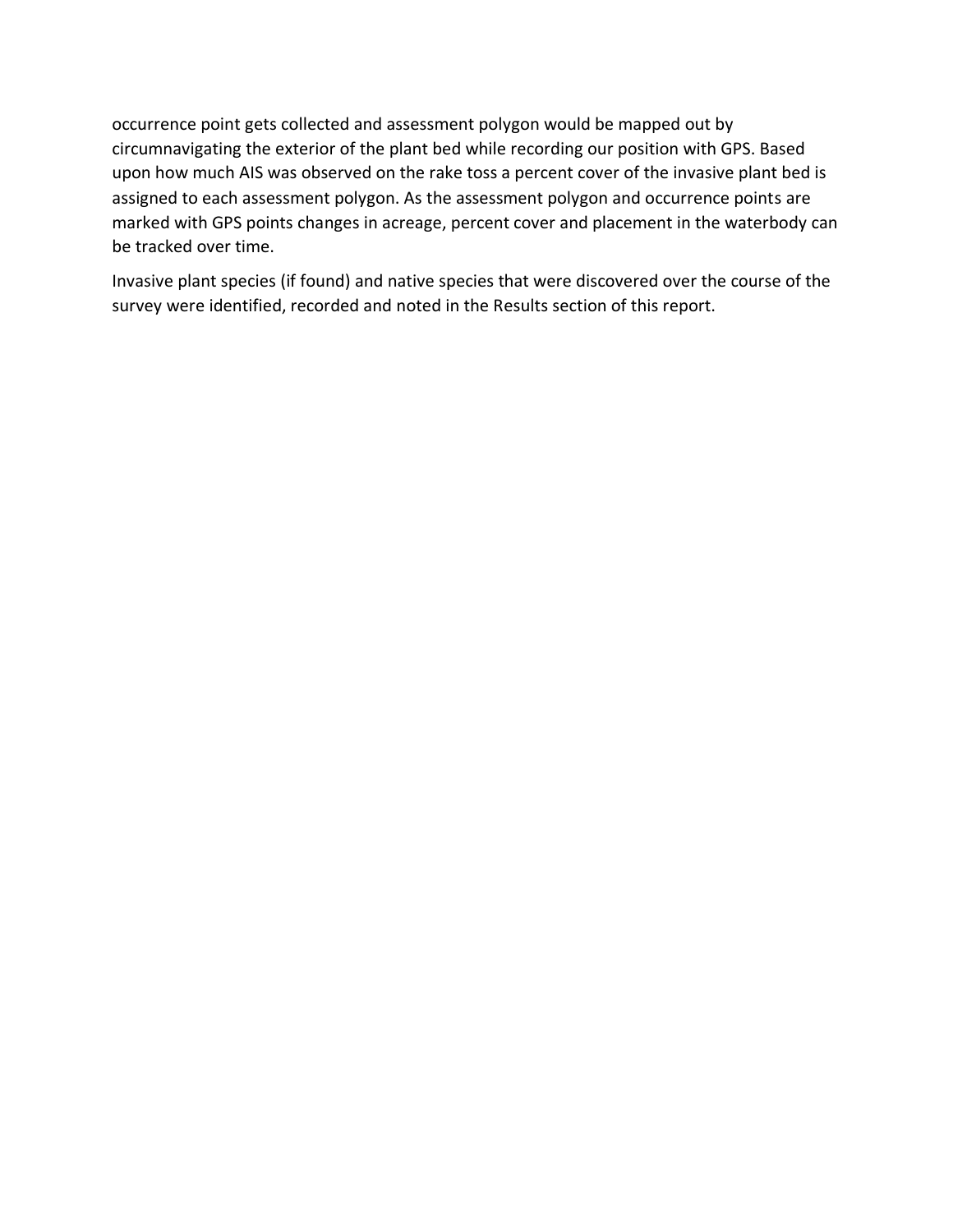occurrence point gets collected and assessment polygon would be mapped out by circumnavigating the exterior of the plant bed while recording our position with GPS. Based upon how much AIS was observed on the rake toss a percent cover of the invasive plant bed is assigned to each assessment polygon. As the assessment polygon and occurrence points are marked with GPS points changes in acreage, percent cover and placement in the waterbody can be tracked over time.

Invasive plant species (if found) and native species that were discovered over the course of the survey were identified, recorded and noted in the Results section of this report.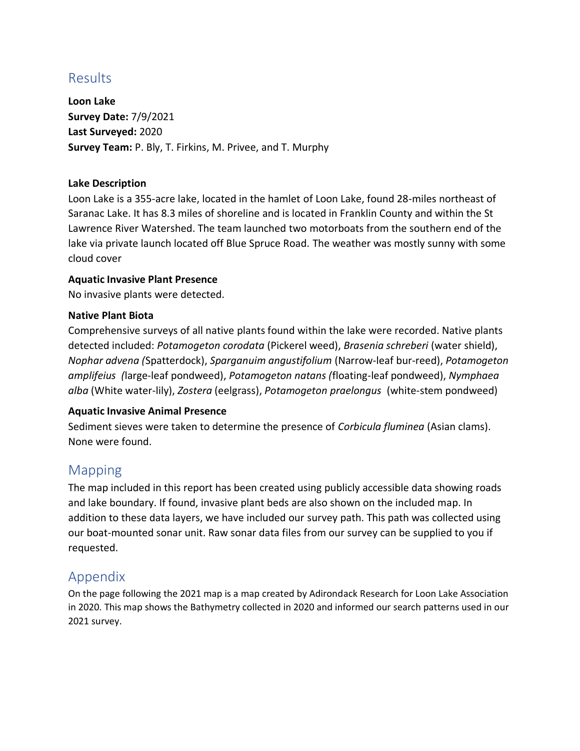## Results

**Loon Lake**
**Survey Date:** 7/9/2021
**Last Surveyed:** 2020
**Survey Team:** P. Bly, T. Firkins, M. Privee, and T. Murphy

### Lake Description

Loon Lake is a 355-acre lake, located in the hamlet of Loon Lake, found 28-miles northeast of Saranac Lake. It has 8.3 miles of shoreline and is located in Franklin County and within the St Lawrence River Watershed. The team launched two motorboats from the southern end of the lake via private launch located off Blue Spruce Road. The weather was mostly sunny with some cloud cover

### Aquatic Invasive Plant Presence

No invasive plants were detected.

### Native Plant Biota

Comprehensive surveys of all native plants found within the lake were recorded. Native plants detected included: *Potamogeton corodata* (Pickerel weed), *Brasenia schreberi* (water shield), *Nophar advena (*Spatterdock), *Sparganuim angustifolium* (Narrow-leaf bur-reed), *Potamogeton amplifeius (*large-leaf pondweed), *Potamogeton natans (*floating-leaf pondweed), *Nymphaea alba* (White water-lily), *Zostera* (eelgrass), *Potamogeton praelongus* (white-stem pondweed)

### Aquatic Invasive Animal Presence

Sediment sieves were taken to determine the presence of *Corbicula fluminea* (Asian clams). None were found.

## Mapping

The map included in this report has been created using publicly accessible data showing roads and lake boundary. If found, invasive plant beds are also shown on the included map. In addition to these data layers, we have included our survey path. This path was collected using our boat-mounted sonar unit. Raw sonar data files from our survey can be supplied to you if requested.

## Appendix

On the page following the 2021 map is a map created by Adirondack Research for Loon Lake Association in 2020. This map shows the Bathymetry collected in 2020 and informed our search patterns used in our 2021 survey.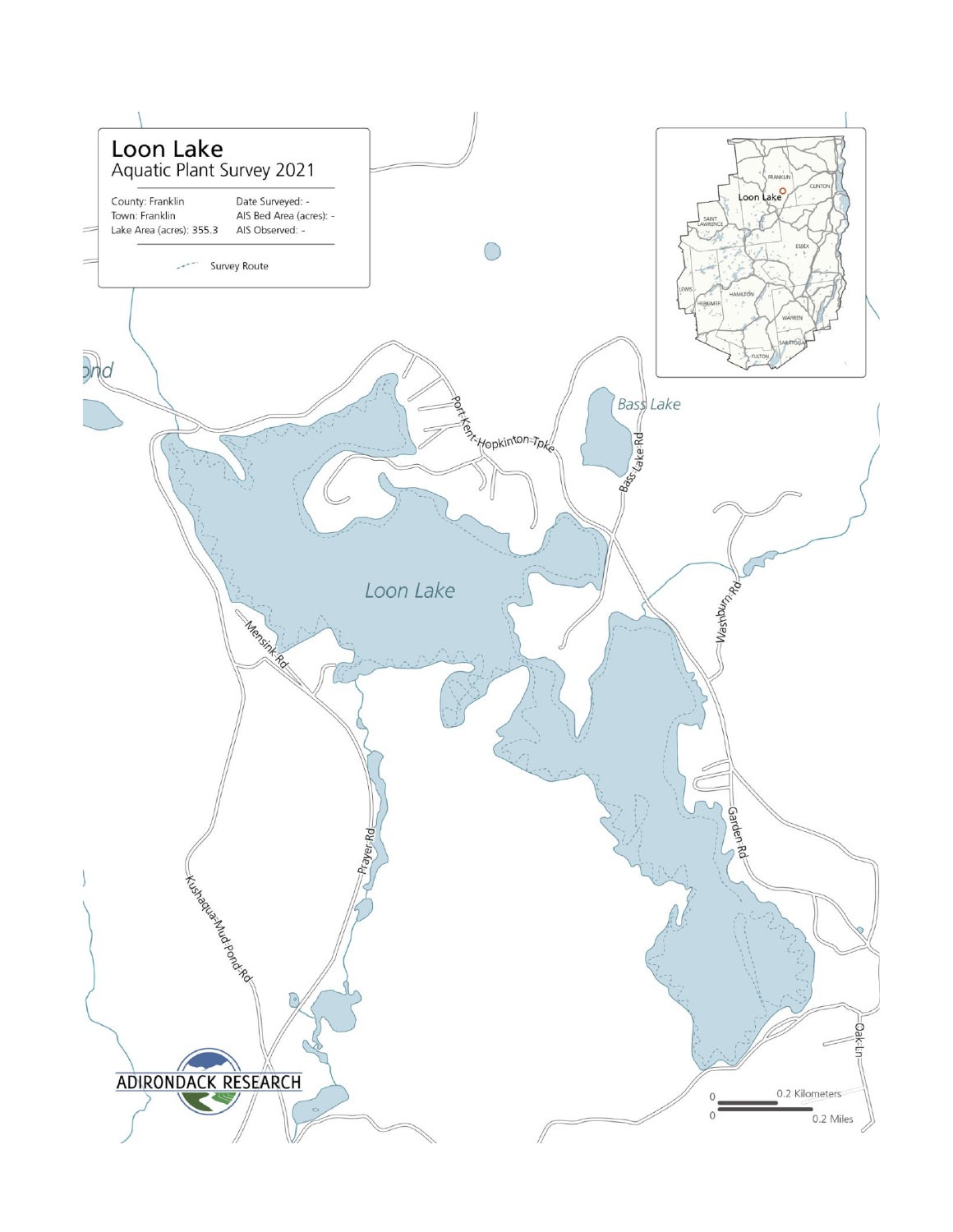# Loon Lake

## Aquatic Plant Survey 2021

| County: Franklin | Date Surveyed: - |
| --- | --- |
| Town: Franklin | AIS Bed Area (acres): - |
| Lake Area (acres): 355.3 | AIS Observed: - |

Survey Route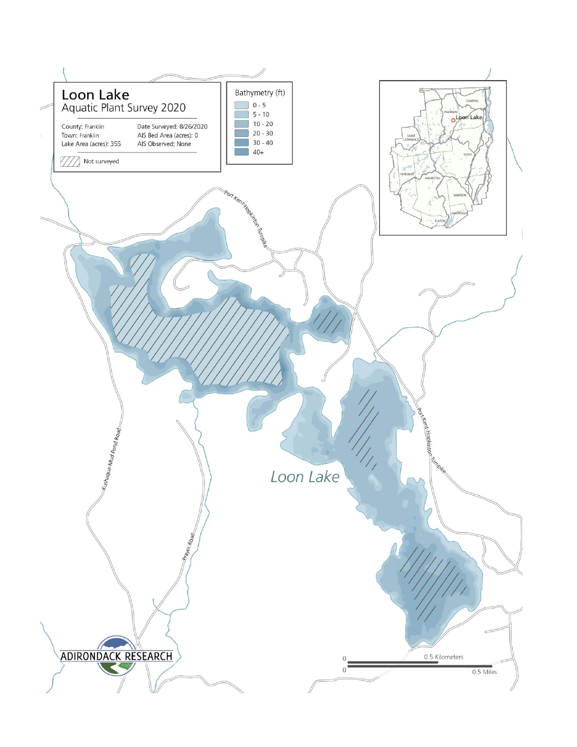# Loon Lake

## Aquatic Plant Survey 2020

County: Franklin
Town: Franklin
Lake Area (acres): 355

Date Surveyed: 8/26/2020
AIS Bed Area (acres): 0
AIS Observed: None

Not surveyed

Bathymetry (ft)
0 - 5
5 - 10
10 - 20
20 - 30
30 - 40
40+

CLINTON
FRANKLIN
Loon Lake
SAINT LAWRENCE
ESSEX
HERKIMER
HAMILTON
WARREN
SARATOGA
FULTON

Port Kent-Hopkinton Turnpike
Port Kent-Hopkinton Turnpike
Kushaqua-Mud Pond Road
Prayer Road
Loon Lake

ADIRONDACK RESEARCH

0 0.5 Kilometers
0 0.5 Miles